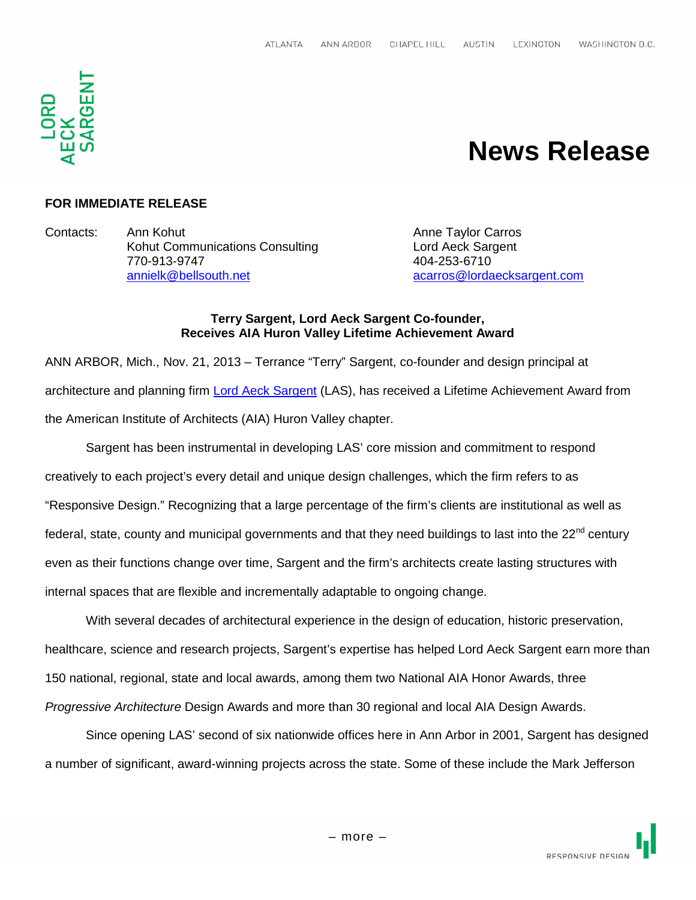ATLANTA ANN ARBOR CHAPEL HILL AUSTIN LEXINGTON WASHINGTON D.C.

LORD AECK SARGENT

# News Release

**FOR IMMEDIATE RELEASE**

Contacts:

Ann Kohut
Kohut Communications Consulting
770-913-9747
annielk@bellsouth.net

Anne Taylor Carros
Lord Aeck Sargent
404-253-6710
acarros@lordaecksargent.com

**Terry Sargent, Lord Aeck Sargent Co-founder, Receives AIA Huron Valley Lifetime Achievement Award**

ANN ARBOR, Mich., Nov. 21, 2013 – Terrance “Terry” Sargent, co-founder and design principal at architecture and planning firm Lord Aeck Sargent (LAS), has received a Lifetime Achievement Award from the American Institute of Architects (AIA) Huron Valley chapter.

Sargent has been instrumental in developing LAS’ core mission and commitment to respond creatively to each project’s every detail and unique design challenges, which the firm refers to as “Responsive Design.” Recognizing that a large percentage of the firm’s clients are institutional as well as federal, state, county and municipal governments and that they need buildings to last into the 22nd century even as their functions change over time, Sargent and the firm’s architects create lasting structures with internal spaces that are flexible and incrementally adaptable to ongoing change.

With several decades of architectural experience in the design of education, historic preservation, healthcare, science and research projects, Sargent’s expertise has helped Lord Aeck Sargent earn more than 150 national, regional, state and local awards, among them two National AIA Honor Awards, three *Progressive Architecture* Design Awards and more than 30 regional and local AIA Design Awards.

Since opening LAS’ second of six nationwide offices here in Ann Arbor in 2001, Sargent has designed a number of significant, award-winning projects across the state. Some of these include the Mark Jefferson

– more –

RESPONSIVE DESIGN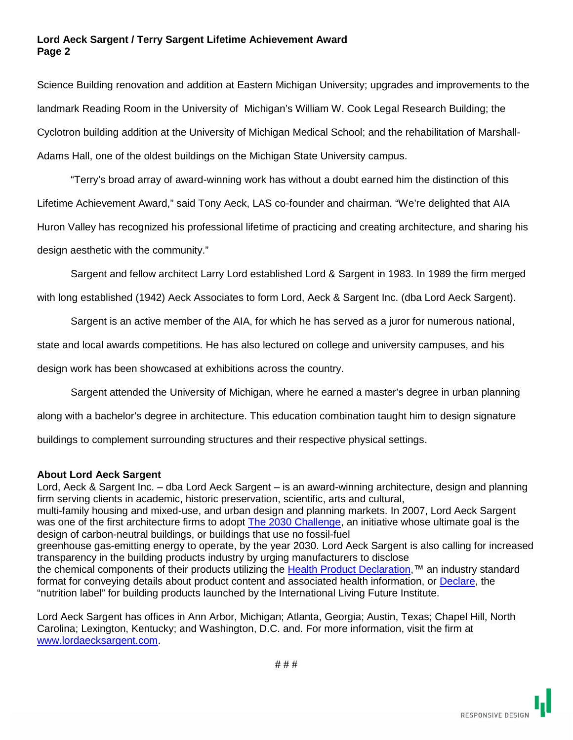Science Building renovation and addition at Eastern Michigan University; upgrades and improvements to the landmark Reading Room in the University of Michigan's William W. Cook Legal Research Building; the Cyclotron building addition at the University of Michigan Medical School; and the rehabilitation of Marshall-Adams Hall, one of the oldest buildings on the Michigan State University campus.

"Terry's broad array of award-winning work has without a doubt earned him the distinction of this Lifetime Achievement Award," said Tony Aeck, LAS co-founder and chairman. "We're delighted that AIA Huron Valley has recognized his professional lifetime of practicing and creating architecture, and sharing his design aesthetic with the community."

Sargent and fellow architect Larry Lord established Lord & Sargent in 1983. In 1989 the firm merged with long established (1942) Aeck Associates to form Lord, Aeck & Sargent Inc. (dba Lord Aeck Sargent).

Sargent is an active member of the AIA, for which he has served as a juror for numerous national, state and local awards competitions. He has also lectured on college and university campuses, and his design work has been showcased at exhibitions across the country.

Sargent attended the University of Michigan, where he earned a master's degree in urban planning along with a bachelor's degree in architecture. This education combination taught him to design signature buildings to complement surrounding structures and their respective physical settings.

**About Lord Aeck Sargent**

Lord, Aeck & Sargent Inc. – dba Lord Aeck Sargent – is an award-winning architecture, design and planning firm serving clients in academic, historic preservation, scientific, arts and cultural, multi-family housing and mixed-use, and urban design and planning markets. In 2007, Lord Aeck Sargent was one of the first architecture firms to adopt The 2030 Challenge, an initiative whose ultimate goal is the design of carbon-neutral buildings, or buildings that use no fossil-fuel greenhouse gas-emitting energy to operate, by the year 2030. Lord Aeck Sargent is also calling for increased transparency in the building products industry by urging manufacturers to disclose the chemical components of their products utilizing the Health Product Declaration,™ an industry standard format for conveying details about product content and associated health information, or Declare, the "nutrition label" for building products launched by the International Living Future Institute.

Lord Aeck Sargent has offices in Ann Arbor, Michigan; Atlanta, Georgia; Austin, Texas; Chapel Hill, North Carolina; Lexington, Kentucky; and Washington, D.C. and. For more information, visit the firm at www.lordaecksargent.com.

# # #